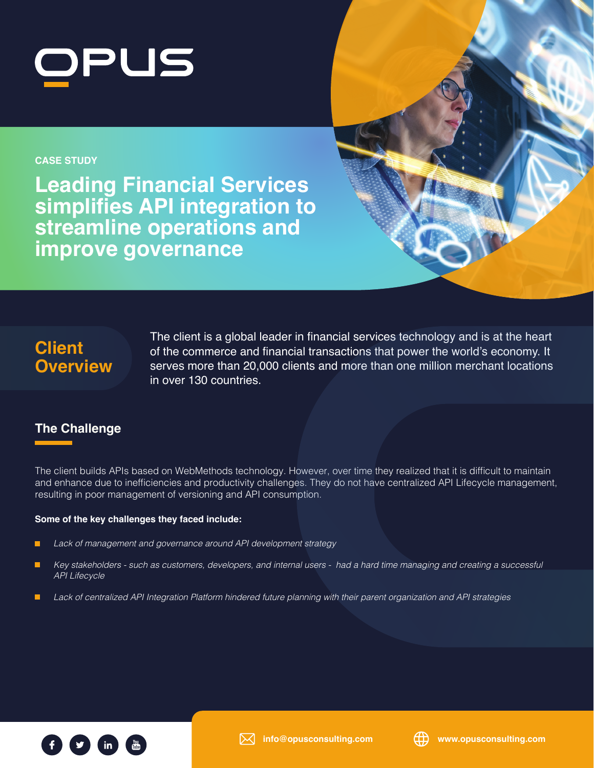OPUS

CASE STUDY

# Leading Financial Services simplifies API integration to streamline operations and improve governance

## Client Overview

The client is a global leader in financial services technology and is at the heart of the commerce and financial transactions that power the world's economy. It serves more than 20,000 clients and more than one million merchant locations in over 130 countries.

## The Challenge

The client builds APIs based on WebMethods technology. However, over time they realized that it is difficult to maintain and enhance due to inefficiencies and productivity challenges. They do not have centralized API Lifecycle management, resulting in poor management of versioning and API consumption.

**Some of the key challenges they faced include:**

- *Lack of management and governance around API development strategy*
- *Key stakeholders - such as customers, developers, and internal users - had a hard time managing and creating a successful API Lifecycle*
- *Lack of centralized API Integration Platform hindered future planning with their parent organization and API strategies*

info@opusconsulting.com www.opusconsulting.com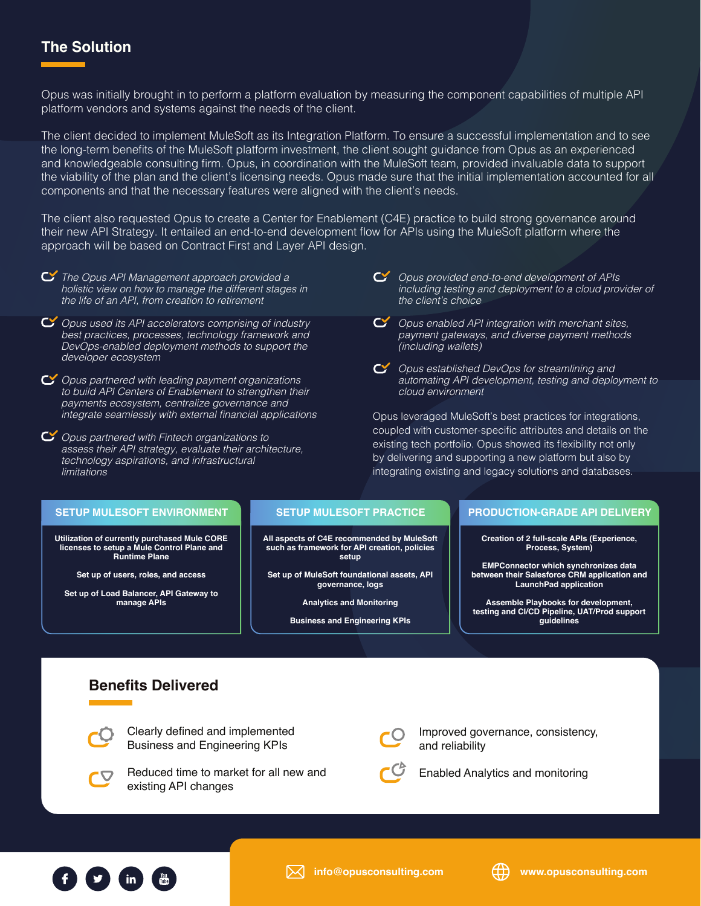## The Solution

Opus was initially brought in to perform a platform evaluation by measuring the component capabilities of multiple API platform vendors and systems against the needs of the client.

The client decided to implement MuleSoft as its Integration Platform. To ensure a successful implementation and to see the long-term benefits of the MuleSoft platform investment, the client sought guidance from Opus as an experienced and knowledgeable consulting firm. Opus, in coordination with the MuleSoft team, provided invaluable data to support the viability of the plan and the client's licensing needs. Opus made sure that the initial implementation accounted for all components and that the necessary features were aligned with the client's needs.

The client also requested Opus to create a Center for Enablement (C4E) practice to build strong governance around their new API Strategy. It entailed an end-to-end development flow for APIs using the MuleSoft platform where the approach will be based on Contract First and Layer API design.

- *The Opus API Management approach provided a holistic view on how to manage the different stages in the life of an API, from creation to retirement*
- *Opus used its API accelerators comprising of industry best practices, processes, technology framework and DevOps-enabled deployment methods to support the developer ecosystem*
- *Opus partnered with leading payment organizations to build API Centers of Enablement to strengthen their payments ecosystem, centralize governance and integrate seamlessly with external financial applications*
- *Opus partnered with Fintech organizations to assess their API strategy, evaluate their architecture, technology aspirations, and infrastructural limitations*
- *Opus provided end-to-end development of APIs including testing and deployment to a cloud provider of the client's choice*
- *Opus enabled API integration with merchant sites, payment gateways, and diverse payment methods (including wallets)*
- *Opus established DevOps for streamlining and automating API development, testing and deployment to cloud environment*

Opus leveraged MuleSoft's best practices for integrations, coupled with customer-specific attributes and details on the existing tech portfolio. Opus showed its flexibility not only by delivering and supporting a new platform but also by integrating existing and legacy solutions and databases.

### SETUP MULESOFT ENVIRONMENT

**Utilization of currently purchased Mule CORE licenses to setup a Mule Control Plane and Runtime Plane**

**Set up of users, roles, and access**

**Set up of Load Balancer, API Gateway to manage APIs**

### SETUP MULESOFT PRACTICE

**All aspects of C4E recommended by MuleSoft such as framework for API creation, policies setup**

**Set up of MuleSoft foundational assets, API governance, logs**

**Analytics and Monitoring**

**Business and Engineering KPIs**

### PRODUCTION-GRADE API DELIVERY

**Creation of 2 full-scale APIs (Experience, Process, System)**

**EMPConnector which synchronizes data between their Salesforce CRM application and LaunchPad application**

**Assemble Playbooks for development, testing and CI/CD Pipeline, UAT/Prod support guidelines**

## Benefits Delivered

- Clearly defined and implemented Business and Engineering KPIs
- Reduced time to market for all new and existing API changes
- Improved governance, consistency, and reliability
- Enabled Analytics and monitoring

info@opusconsulting.com www.opusconsulting.com